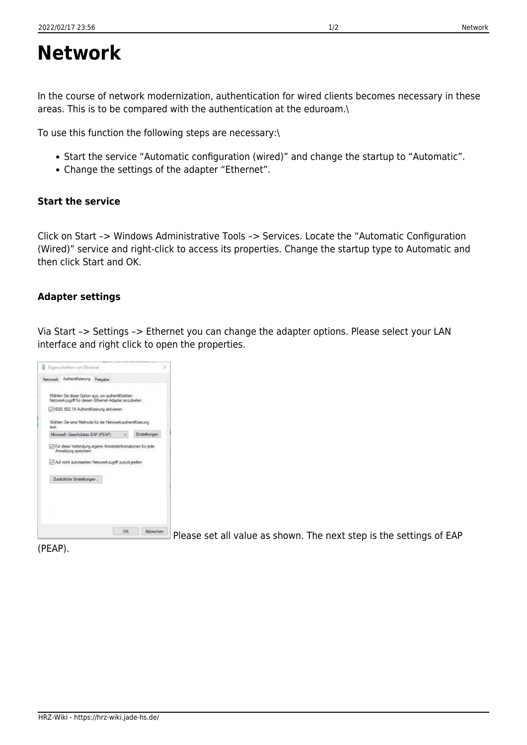# Network

In the course of network modernization, authentication for wired clients becomes necessary in these areas. This is to be compared with the authentication at the eduroam.\

To use this function the following steps are necessary:\

- Start the service "Automatic configuration (wired)" and change the startup to "Automatic".
- Change the settings of the adapter "Ethernet".

**Start the service**

Click on Start –> Windows Administrative Tools –> Services. Locate the "Automatic Configuration (Wired)" service and right-click to access its properties. Change the startup type to Automatic and then click Start and OK.

**Adapter settings**

Via Start –> Settings –> Ethernet you can change the adapter options. Please select your LAN interface and right click to open the properties.

Please set all value as shown. The next step is the settings of EAP (PEAP).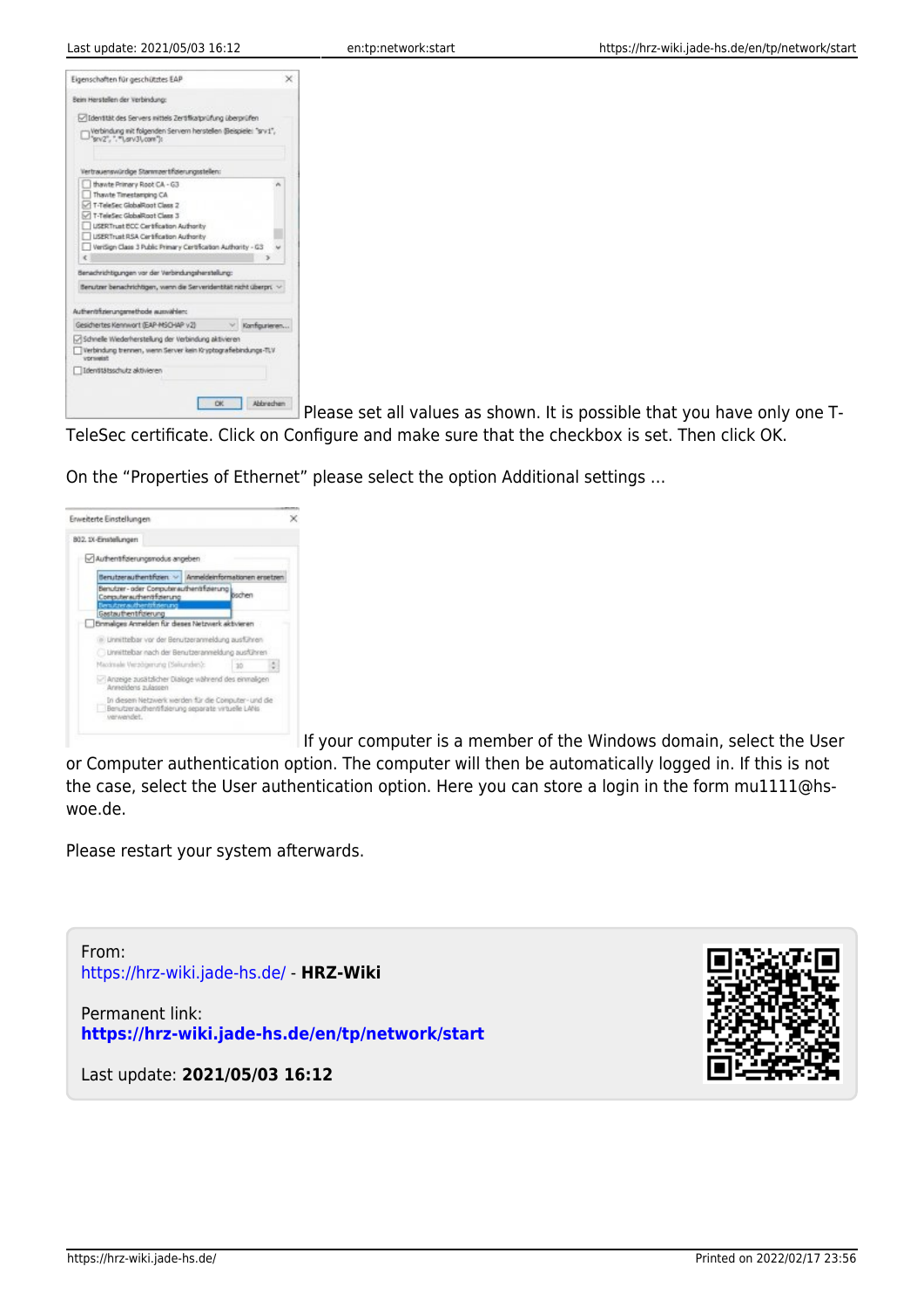Please set all values as shown. It is possible that you have only one T-TeleSec certificate. Click on Configure and make sure that the checkbox is set. Then click OK.

On the "Properties of Ethernet" please select the option Additional settings …

If your computer is a member of the Windows domain, select the User or Computer authentication option. The computer will then be automatically logged in. If this is not the case, select the User authentication option. Here you can store a login in the form mu1111@hs-woe.de.

Please restart your system afterwards.

From:
https://hrz-wiki.jade-hs.de/ - **HRZ-Wiki**

Permanent link:
**https://hrz-wiki.jade-hs.de/en/tp/network/start**

Last update: **2021/05/03 16:12**